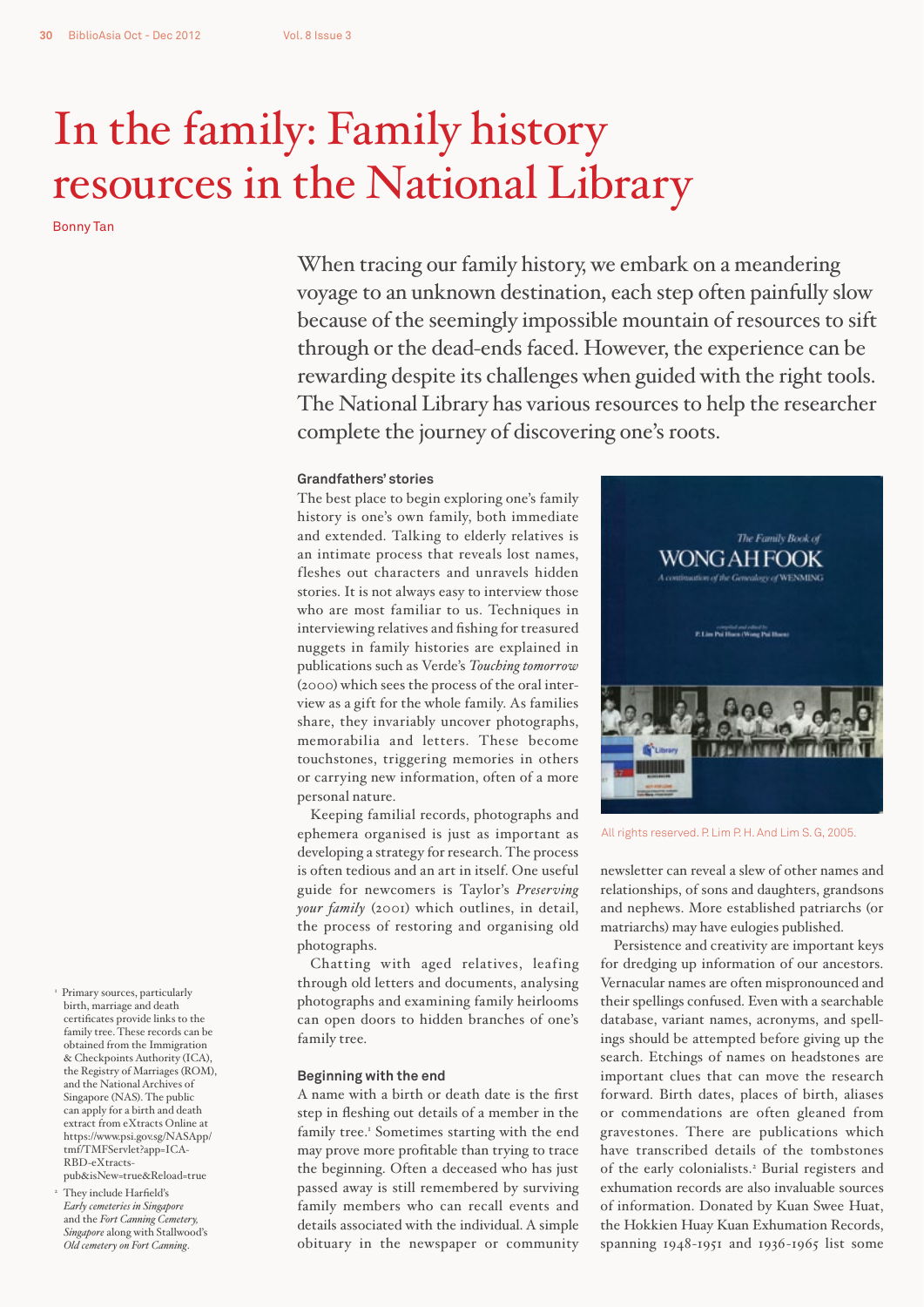# In the family: Family history resources in the National Library

Bonny Tan

When tracing our family history, we embark on a meandering voyage to an unknown destination, each step often painfully slow because of the seemingly impossible mountain of resources to sift through or the dead-ends faced. However, the experience can be rewarding despite its challenges when guided with the right tools. The National Library has various resources to help the researcher complete the journey of discovering one's roots.

### Grandfathers' stories

The best place to begin exploring one's family history is one's own family, both immediate and extended. Talking to elderly relatives is an intimate process that reveals lost names, fleshes out characters and unravels hidden stories. It is not always easy to interview those who are most familiar to us. Techniques in interviewing relatives and fishing for treasured nuggets in family histories are explained in publications such as Verde's *Touching tomorrow* (2000) which sees the process of the oral interview as a gift for the whole family. As families share, they invariably uncover photographs, memorabilia and letters. These become touchstones, triggering memories in others or carrying new information, often of a more personal nature.

Keeping familial records, photographs and ephemera organised is just as important as developing a strategy for research. The process is often tedious and an art in itself. One useful guide for newcomers is Taylor's *Preserving your family* (2001) which outlines, in detail, the process of restoring and organising old photographs.

Chatting with aged relatives, leafing through old letters and documents, analysing photographs and examining family heirlooms can open doors to hidden branches of one's family tree.

### Beginning with the end

A name with a birth or death date is the first step in fleshing out details of a member in the family tree.[1] Sometimes starting with the end may prove more profitable than trying to trace the beginning. Often a deceased who has just passed away is still remembered by surviving family members who can recall events and details associated with the individual. A simple obituary in the newspaper or community newsletter can reveal a slew of other names and relationships, of sons and daughters, grandsons and nephews. More established patriarchs (or matriarchs) may have eulogies published.

All rights reserved. P. Lim P. H. And Lim S. G, 2005.

Persistence and creativity are important keys for dredging up information of our ancestors. Vernacular names are often mispronounced and their spellings confused. Even with a searchable database, variant names, acronyms, and spellings should be attempted before giving up the search. Etchings of names on headstones are important clues that can move the research forward. Birth dates, places of birth, aliases or commendations are often gleaned from gravestones. There are publications which have transcribed details of the tombstones of the early colonialists.[2] Burial registers and exhumation records are also invaluable sources of information. Donated by Kuan Swee Huat, the Hokkien Huay Kuan Exhumation Records, spanning 1948-1951 and 1936-1965 list some

---

[1] Primary sources, particularly birth, marriage and death certificates provide links to the family tree. These records can be obtained from the Immigration & Checkpoints Authority (ICA), the Registry of Marriages (ROM), and the National Archives of Singapore (NAS). The public can apply for a birth and death extract from eXtracts Online at https://www.psi.gov.sg/NASApp/tmf/TMFServlet?app=ICA-RBD-eXtracts-pub&isNew=true&Reload=true

[2] They include Harfield's *Early cemeteries in Singapore* and the *Fort Canning Cemetery, Singapore* along with Stallwood's *Old cemetery on Fort Canning*.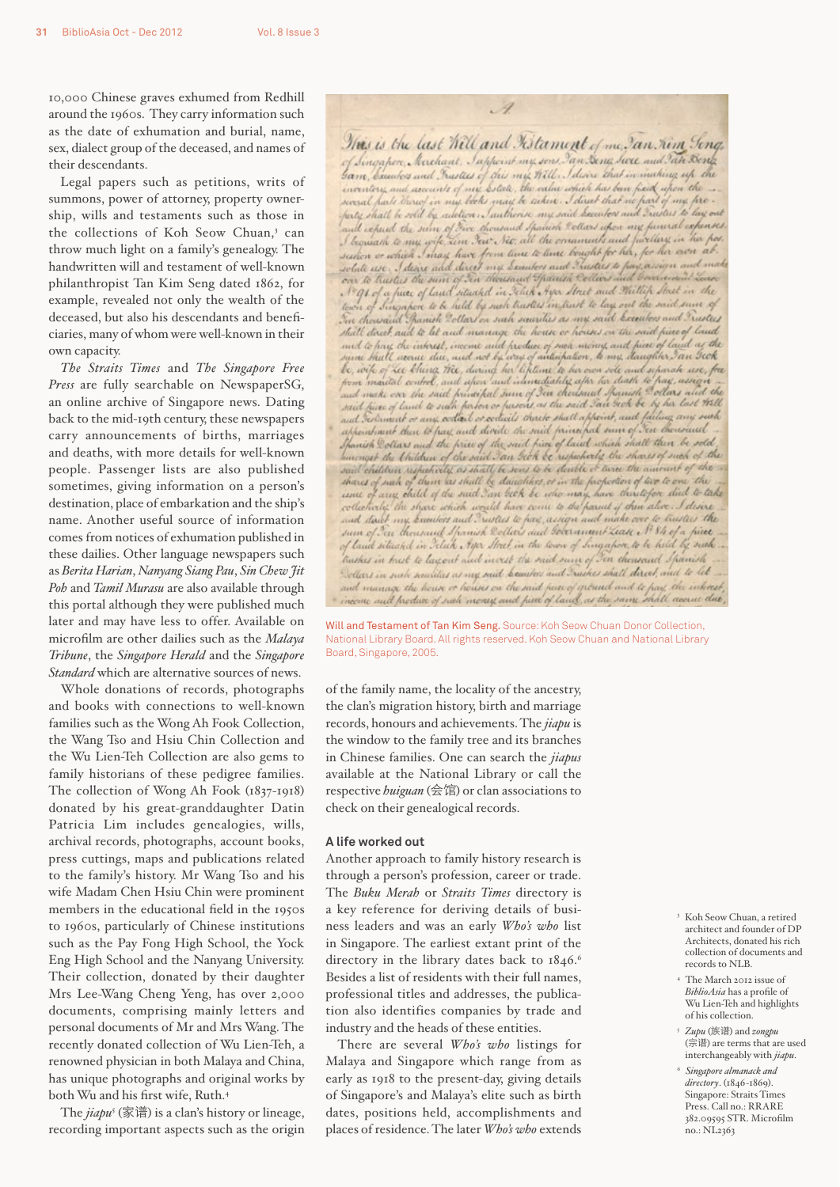10,000 Chinese graves exhumed from Redhill around the 1960s. They carry information such as the date of exhumation and burial, name, sex, dialect group of the deceased, and names of their descendants.

Legal papers such as petitions, writs of summons, power of attorney, property ownership, wills and testaments such as those in the collections of Koh Seow Chuan,[3] can throw much light on a family's genealogy. The handwritten will and testament of well-known philanthropist Tan Kim Seng dated 1862, for example, revealed not only the wealth of the deceased, but also his descendants and beneficiaries, many of whom were well-known in their own capacity.

*The Straits Times* and *The Singapore Free Press* are fully searchable on NewspaperSG, an online archive of Singapore news. Dating back to the mid-19th century, these newspapers carry announcements of births, marriages and deaths, with more details for well-known people. Passenger lists are also published sometimes, giving information on a person's destination, place of embarkation and the ship's name. Another useful source of information comes from notices of exhumation published in these dailies. Other language newspapers such as *Berita Harian*, *Nanyang Siang Pau*, *Sin Chew Jit Poh* and *Tamil Murasu* are also available through this portal although they were published much later and may have less to offer. Available on microfilm are other dailies such as the *Malaya Tribune*, the *Singapore Herald* and the *Singapore Standard* which are alternative sources of news.

Whole donations of records, photographs and books with connections to well-known families such as the Wong Ah Fook Collection, the Wang Tso and Hsiu Chin Collection and the Wu Lien-Teh Collection are also gems to family historians of these pedigree families. The collection of Wong Ah Fook (1837-1918) donated by his great-granddaughter Datin Patricia Lim includes genealogies, wills, archival records, photographs, account books, press cuttings, maps and publications related to the family's history. Mr Wang Tso and his wife Madam Chen Hsiu Chin were prominent members in the educational field in the 1950s to 1960s, particularly of Chinese institutions such as the Pay Fong High School, the Yock Eng High School and the Nanyang University. Their collection, donated by their daughter Mrs Lee-Wang Cheng Yeng, has over 2,000 documents, comprising mainly letters and personal documents of Mr and Mrs Wang. The recently donated collection of Wu Lien-Teh, a renowned physician in both Malaya and China, has unique photographs and original works by both Wu and his first wife, Ruth.[4]

The *jiapu*[5] (家谱) is a clan's history or lineage, recording important aspects such as the origin of the family name, the locality of the ancestry, the clan's migration history, birth and marriage records, honours and achievements. The *jiapu* is the window to the family tree and its branches in Chinese families. One can search the *jiapus* available at the National Library or call the respective *huiguan* (会馆) or clan associations to check on their genealogical records.

Will and Testament of Tan Kim Seng. Source: Koh Seow Chuan Donor Collection, National Library Board. All rights reserved. Koh Seow Chuan and National Library Board, Singapore, 2005.

### A life worked out

Another approach to family history research is through a person's profession, career or trade. The *Buku Merah* or *Straits Times* directory is a key reference for deriving details of business leaders and was an early *Who's who* list in Singapore. The earliest extant print of the directory in the library dates back to 1846.[6] Besides a list of residents with their full names, professional titles and addresses, the publication also identifies companies by trade and industry and the heads of these entities.

There are several *Who's who* listings for Malaya and Singapore which range from as early as 1918 to the present-day, giving details of Singapore's and Malaya's elite such as birth dates, positions held, accomplishments and places of residence. The later *Who's who* extends

---

[3] Koh Seow Chuan, a retired architect and founder of DP Architects, donated his rich collection of documents and records to NLB.

[4] The March 2012 issue of *BiblioAsia* has a profile of Wu Lien-Teh and highlights of his collection.

[5] *Zupu* (族谱) and *zongpu* (宗谱) are terms that are used interchangeably with *jiapu*.

[6] *Singapore almanack and directory*. (1846-1869). Singapore: Straits Times Press. Call no.: RRARE 382.09595 STR. Microfilm no.: NL2363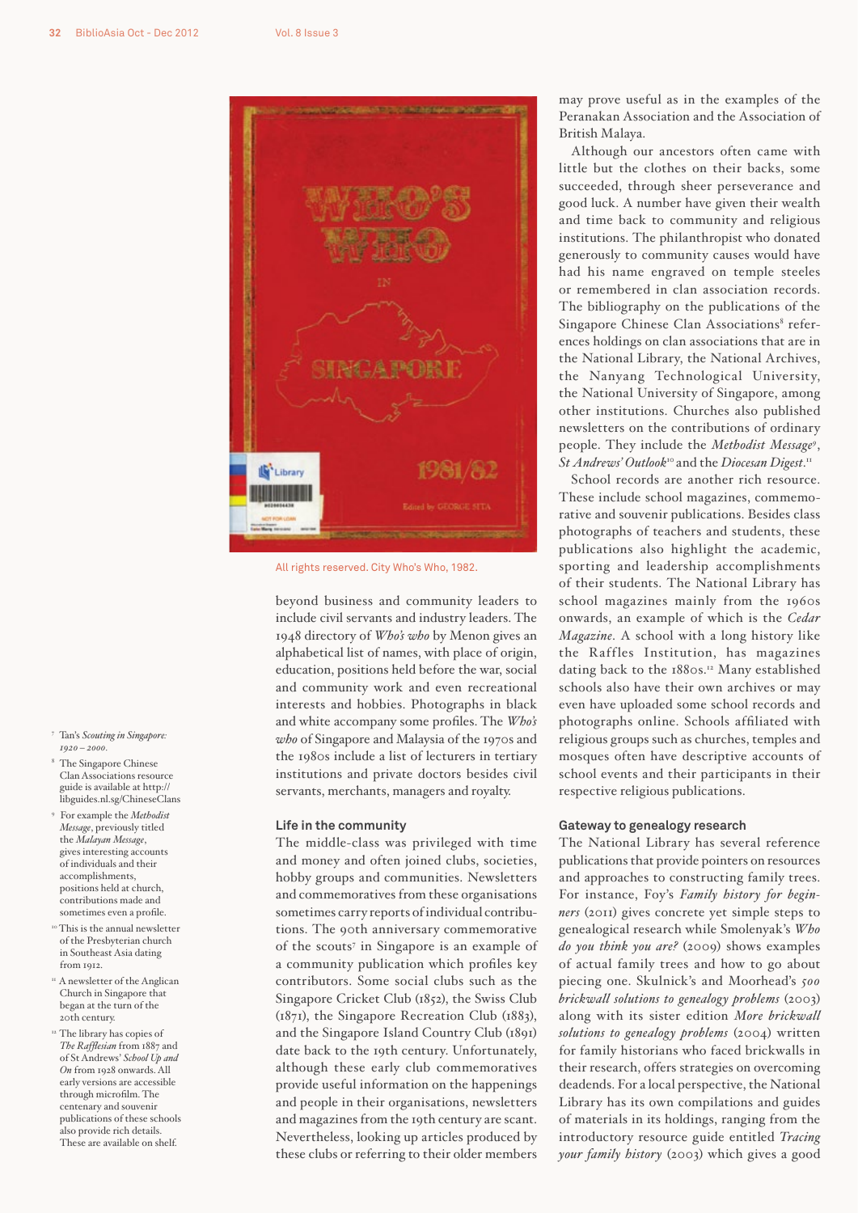All rights reserved. City Who's Who, 1982.

beyond business and community leaders to include civil servants and industry leaders. The 1948 directory of *Who's who* by Menon gives an alphabetical list of names, with place of origin, education, positions held before the war, social and community work and even recreational interests and hobbies. Photographs in black and white accompany some profiles. The *Who's who* of Singapore and Malaysia of the 1970s and the 1980s include a list of lecturers in tertiary institutions and private doctors besides civil servants, merchants, managers and royalty.

### Life in the community

The middle-class was privileged with time and money and often joined clubs, societies, hobby groups and communities. Newsletters and commemoratives from these organisations sometimes carry reports of individual contributions. The 90th anniversary commemorative of the scouts[7] in Singapore is an example of a community publication which profiles key contributors. Some social clubs such as the Singapore Cricket Club (1852), the Swiss Club (1871), the Singapore Recreation Club (1883), and the Singapore Island Country Club (1891) date back to the 19th century. Unfortunately, although these early club commemoratives provide useful information on the happenings and people in their organisations, newsletters and magazines from the 19th century are scant. Nevertheless, looking up articles produced by these clubs or referring to their older members may prove useful as in the examples of the Peranakan Association and the Association of British Malaya.

Although our ancestors often came with little but the clothes on their backs, some succeeded, through sheer perseverance and good luck. A number have given their wealth and time back to community and religious institutions. The philanthropist who donated generously to community causes would have had his name engraved on temple steeles or remembered in clan association records. The bibliography on the publications of the Singapore Chinese Clan Associations[8] references holdings on clan associations that are in the National Library, the National Archives, the Nanyang Technological University, the National University of Singapore, among other institutions. Churches also published newsletters on the contributions of ordinary people. They include the *Methodist Message*[9], *St Andrews' Outlook*[10] and the *Diocesan Digest*.[11]

School records are another rich resource. These include school magazines, commemorative and souvenir publications. Besides class photographs of teachers and students, these publications also highlight the academic, sporting and leadership accomplishments of their students. The National Library has school magazines mainly from the 1960s onwards, an example of which is the *Cedar Magazine*. A school with a long history like the Raffles Institution, has magazines dating back to the 1880s.[12] Many established schools also have their own archives or may even have uploaded some school records and photographs online. Schools affiliated with religious groups such as churches, temples and mosques often have descriptive accounts of school events and their participants in their respective religious publications.

### Gateway to genealogy research

The National Library has several reference publications that provide pointers on resources and approaches to constructing family trees. For instance, Foy's *Family history for beginners* (2011) gives concrete yet simple steps to genealogical research while Smolenyak's *Who do you think you are?* (2009) shows examples of actual family trees and how to go about piecing one. Skulnick's and Moorhead's *500 brickwall solutions to genealogy problems* (2003) along with its sister edition *More brickwall solutions to genealogy problems* (2004) written for family historians who faced brickwalls in their research, offers strategies on overcoming deadends. For a local perspective, the National Library has its own compilations and guides of materials in its holdings, ranging from the introductory resource guide entitled *Tracing your family history* (2003) which gives a good

---

7 Tan's *Scouting in Singapore: 1920 – 2000*.

8 The Singapore Chinese Clan Associations resource guide is available at http://libguides.nl.sg/ChineseClans

9 For example the *Methodist Message*, previously titled the *Malayan Message*, gives interesting accounts of individuals and their accomplishments, positions held at church, contributions made and sometimes even a profile.

10 This is the annual newsletter of the Presbyterian church in Southeast Asia dating from 1912.

11 A newsletter of the Anglican Church in Singapore that began at the turn of the 20th century.

12 The library has copies of *The Rafflesian* from 1887 and of St Andrews' *School Up and On* from 1928 onwards. All early versions are accessible through microfilm. The centenary and souvenir publications of these schools also provide rich details. These are available on shelf.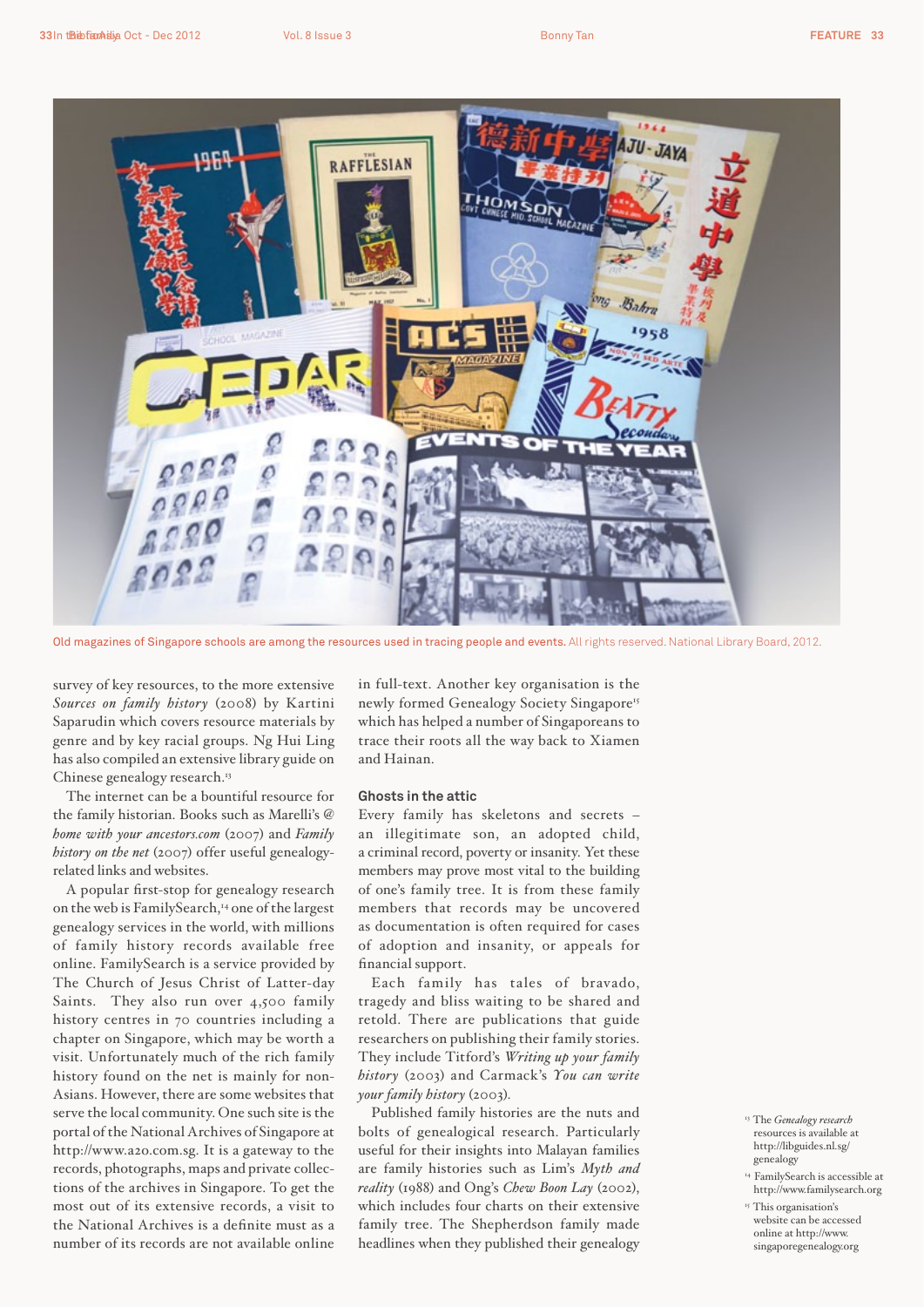Old magazines of Singapore schools are among the resources used in tracing people and events. All rights reserved. National Library Board, 2012.

survey of key resources, to the more extensive *Sources on family history* (2008) by Kartini Saparudin which covers resource materials by genre and by key racial groups. Ng Hui Ling has also compiled an extensive library guide on Chinese genealogy research.[13]

The internet can be a bountiful resource for the family historian. Books such as Marelli's *@ home with your ancestors.com* (2007) and *Family history on the net* (2007) offer useful genealogy-related links and websites.

A popular first-stop for genealogy research on the web is FamilySearch,[14] one of the largest genealogy services in the world, with millions of family history records available free online. FamilySearch is a service provided by The Church of Jesus Christ of Latter-day Saints. They also run over 4,500 family history centres in 70 countries including a chapter on Singapore, which may be worth a visit. Unfortunately much of the rich family history found on the net is mainly for non-Asians. However, there are some websites that serve the local community. One such site is the portal of the National Archives of Singapore at http://www.a2o.com.sg. It is a gateway to the records, photographs, maps and private collections of the archives in Singapore. To get the most out of its extensive records, a visit to the National Archives is a definite must as a number of its records are not available online in full-text. Another key organisation is the newly formed Genealogy Society Singapore[15] which has helped a number of Singaporeans to trace their roots all the way back to Xiamen and Hainan.

### Ghosts in the attic

Every family has skeletons and secrets – an illegitimate son, an adopted child, a criminal record, poverty or insanity. Yet these members may prove most vital to the building of one's family tree. It is from these family members that records may be uncovered as documentation is often required for cases of adoption and insanity, or appeals for financial support.

Each family has tales of bravado, tragedy and bliss waiting to be shared and retold. There are publications that guide researchers on publishing their family stories. They include Titford's *Writing up your family history* (2003) and Carmack's *You can write your family history* (2003).

Published family histories are the nuts and bolts of genealogical research. Particularly useful for their insights into Malayan families are family histories such as Lim's *Myth and reality* (1988) and Ong's *Chew Boon Lay* (2002), which includes four charts on their extensive family tree. The Shepherdson family made headlines when they published their genealogy

---

[13] The *Genealogy research* resources is available at http://libguides.nl.sg/genealogy

[14] FamilySearch is accessible at http://www.familysearch.org

[15] This organisation's website can be accessed online at http://www.singaporegenealogy.org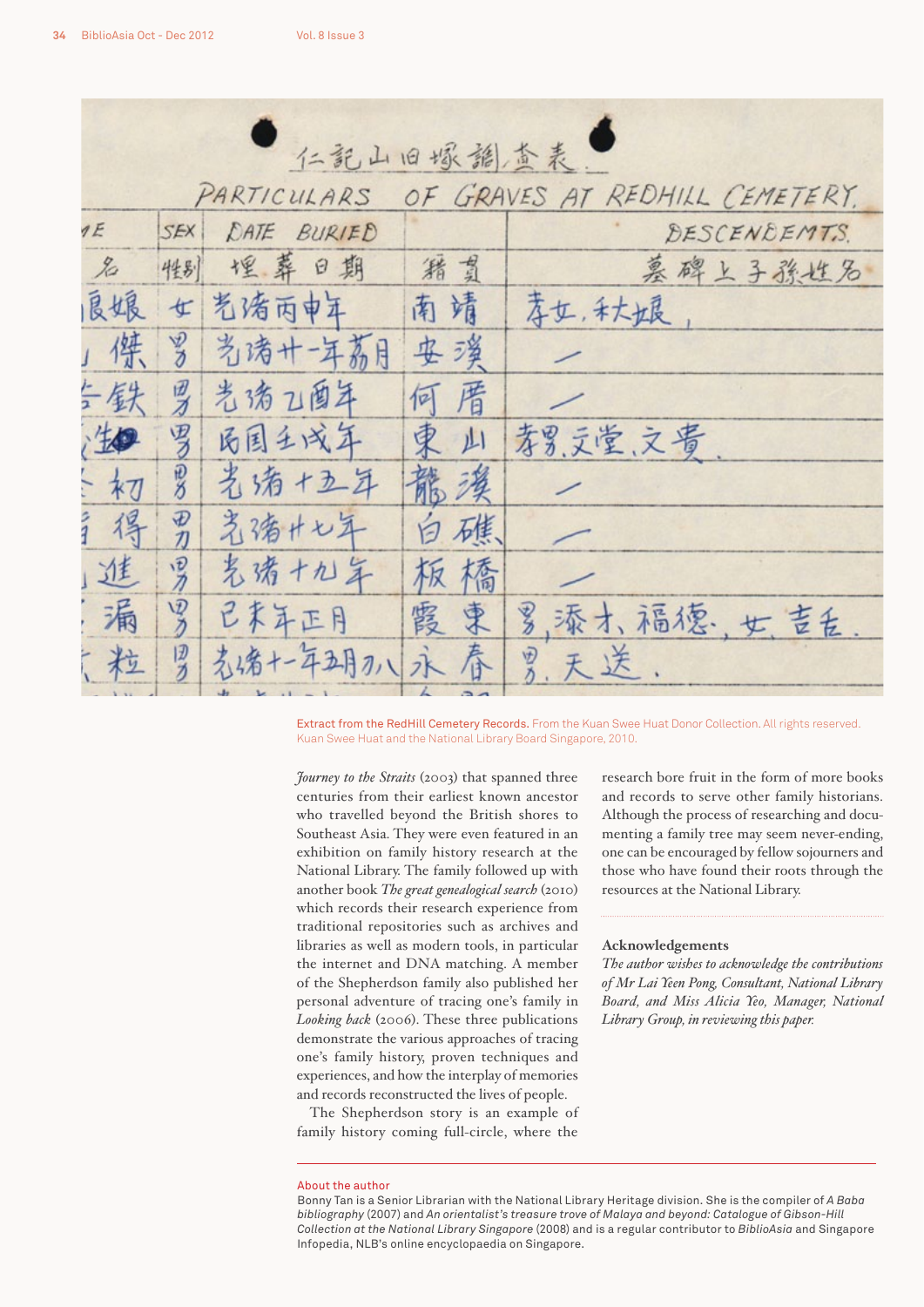Extract from the RedHill Cemetery Records. From the Kuan Swee Huat Donor Collection. All rights reserved. Kuan Swee Huat and the National Library Board Singapore, 2010.

*Journey to the Straits* (2003) that spanned three centuries from their earliest known ancestor who travelled beyond the British shores to Southeast Asia. They were even featured in an exhibition on family history research at the National Library. The family followed up with another book *The great genealogical search* (2010) which records their research experience from traditional repositories such as archives and libraries as well as modern tools, in particular the internet and DNA matching. A member of the Shepherdson family also published her personal adventure of tracing one's family in *Looking back* (2006). These three publications demonstrate the various approaches of tracing one's family history, proven techniques and experiences, and how the interplay of memories and records reconstructed the lives of people.

The Shepherdson story is an example of family history coming full-circle, where the research bore fruit in the form of more books and records to serve other family historians. Although the process of researching and documenting a family tree may seem never-ending, one can be encouraged by fellow sojourners and those who have found their roots through the resources at the National Library.

### Acknowledgements

*The author wishes to acknowledge the contributions of Mr Lai Yeen Pong, Consultant, National Library Board, and Miss Alicia Yeo, Manager, National Library Group, in reviewing this paper.*

### About the author

Bonny Tan is a Senior Librarian with the National Library Heritage division. She is the compiler of *A Baba bibliography* (2007) and *An orientalist's treasure trove of Malaya and beyond: Catalogue of Gibson-Hill Collection at the National Library Singapore* (2008) and is a regular contributor to *BiblioAsia* and Singapore Infopedia, NLB's online encyclopaedia on Singapore.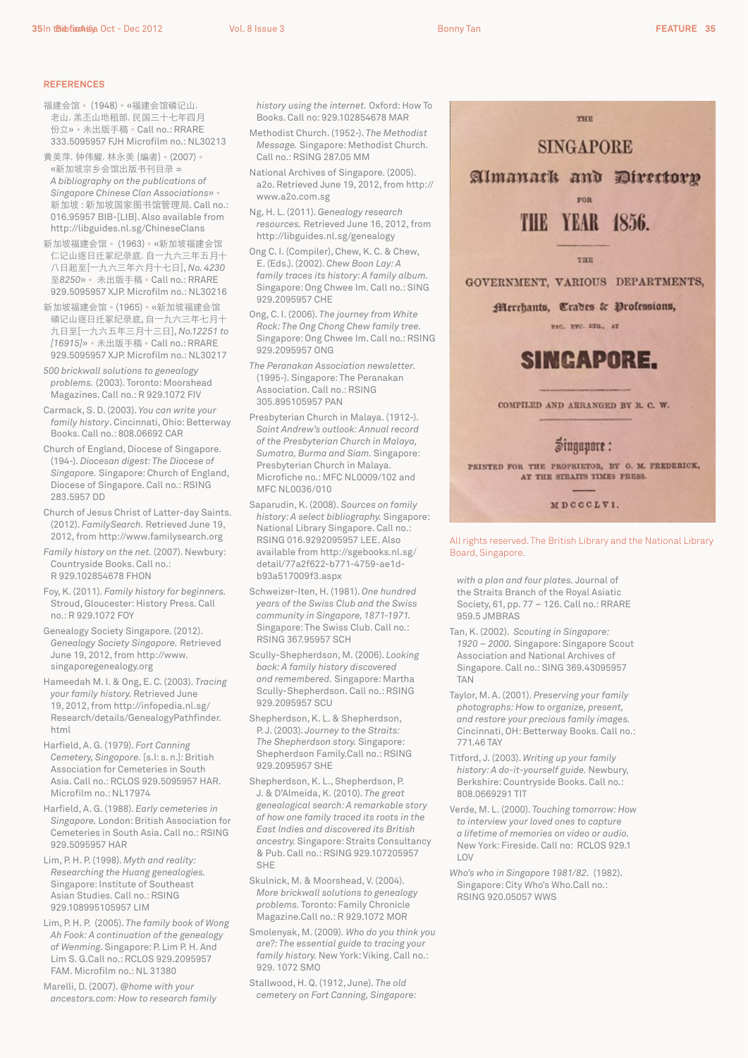## REFERENCES

福建会馆。(1948)。«福建会馆礤记山，老山，蒸丕山地租部，民国三十七年四月份立»。未出版手稿。Call no.: RRARE 333.5095957 FJH Microfilm no.: NL30213

黄美萍，钟伟耀，林永美 (编者)。(2007)。«新加坡宗乡会馆出版书刊目录 = *A bibliography on the publications of Singapore Chinese Clan Associations*»。新加坡：新加坡国家图书馆管理局. Call no.: 016.95957 BIB-[LIB]. Also available from http://libguides.nl.sg/ChineseClans

新加坡福建会馆。(1963)。«新加坡福建会馆仁记山逐日迁冢纪录底，自一九六三年五月十八日起至[一九六三年六月十七日], *No. 4230* 至*8250*»。未出版手稿。Call no.: RRARE 929.5095957 XJP. Microfilm no.: NL30216

新加坡福建会馆。(1965)。«新加坡福建会馆礤记山逐日迁冢纪录底，自一九六三年七月十九日起至[一九六五年三月十三日], *No.12251 to [16915]*»。未出版手稿。Call no.: RRARE 929.5095957 XJP. Microfilm no.: NL30217

*500 brickwall solutions to genealogy problems.* (2003). Toronto: Moorshead Magazines. Call no.: R 929.1072 FIV

Carmack, S. D. (2003). *You can write your family history*. Cincinnati, Ohio: Betterway Books. Call no.: 808.06692 CAR

Church of England, Diocese of Singapore. (194-). *Diocesan digest: The Diocese of Singapore.* Singapore: Church of England, Diocese of Singapore. Call no.: RSING 283.5957 DD

Church of Jesus Christ of Latter-day Saints. (2012). *FamilySearch.* Retrieved June 19, 2012, from http://www.familysearch.org

*Family history on the net.* (2007). Newbury: Countryside Books. Call no.: R 929.102854678 FHON

Foy, K. (2011). *Family history for beginners.* Stroud, Gloucester: History Press. Call no.: R 929.1072 FOY

Genealogy Society Singapore. (2012). *Genealogy Society Singapore.* Retrieved June 19, 2012, from http://www.singaporegenealogy.org

Hameedah M. I. & Ong, E. C. (2003). *Tracing your family history.* Retrieved June 19, 2012, from http://infopedia.nl.sg/Research/details/GenealogyPathfinder.html

Harfield, A. G. (1979). *Fort Canning Cemetery, Singapore.* [s.l: s. n.]: British Association for Cemeteries in South Asia. Call no.: RCLOS 929.5095957 HAR. Microfilm no.: NL17974

Harfield, A. G. (1988). *Early cemeteries in Singapore.* London: British Association for Cemeteries in South Asia. Call no.: RSING 929.5095957 HAR

Lim, P. H. P. (1998). *Myth and reality: Researching the Huang genealogies.* Singapore: Institute of Southeast Asian Studies. Call no.: RSING 929.108995105957 LIM

Lim, P. H. P. (2005). *The family book of Wong Ah Fook: A continuation of the genealogy of Wenming.* Singapore: P. Lim P. H. And Lim S. G.Call no.: RCLOS 929.2095957 FAM. Microfilm no.: NL 31380

Marelli, D. (2007). *@home with your ancestors.com: How to research family history using the internet.* Oxford: How To Books. Call no: 929.102854678 MAR

Methodist Church. (1952-). *The Methodist Message.* Singapore: Methodist Church. Call no.: RSING 287.05 MM

National Archives of Singapore. (2005). a2o. Retrieved June 19, 2012, from http://www.a2o.com.sg

Ng, H. L. (2011). *Genealogy research resources.* Retrieved June 16, 2012, from http://libguides.nl.sg/genealogy

Ong C. I. (Compiler), Chew, K. C. & Chew, E. (Eds.). (2002). *Chew Boon Lay: A family traces its history: A family album.* Singapore: Ong Chwee Im. Call no.: SING 929.2095957 CHE

Ong, C. I. (2006). *The journey from White Rock: The Ong Chong Chew family tree.* Singapore: Ong Chwee Im. Call no.: RSING 929.2095957 ONG

*The Peranakan Association newsletter.* (1995-). Singapore: The Peranakan Association. Call no.: RSING 305.895105957 PAN

Presbyterian Church in Malaya. (1912-). *Saint Andrew's outlook: Annual record of the Presbyterian Church in Malaya, Sumatra, Burma and Siam.* Singapore: Presbyterian Church in Malaya. Microfiche no.: MFC NL0009/102 and MFC NL0036/010

Saparudin, K. (2008). *Sources on family history: A select bibliography.* Singapore: National Library Singapore. Call no.: RSING 016.9292095957 LEE. Also available from http://sgebooks.nl.sg/detail/77a2f622-b771-4759-ae1d-b93a517009f3.aspx

Schweizer-Iten, H. (1981). *One hundred years of the Swiss Club and the Swiss community in Singapore, 1871-1971.* Singapore: The Swiss Club. Call no.: RSING 367.95957 SCH

Scully-Shepherdson, M. (2006). *Looking back: A family history discovered and remembered.* Singapore: Martha Scully-Shepherdson. Call no.: RSING 929.2095957 SCU

Shepherdson, K. L. & Shepherdson, P. J. (2003). *Journey to the Straits: The Shepherdson story.* Singapore: Shepherdson Family.Call no.: RSING 929.2095957 SHE

Shepherdson, K. L., Shepherdson, P. J. & D'Almeida, K. (2010). *The great genealogical search: A remarkable story of how one family traced its roots in the East Indies and discovered its British ancestry.* Singapore: Straits Consultancy & Pub. Call no.: RSING 929.107205957 SHE

Skulnick, M. & Moorshead, V. (2004). *More brickwall solutions to genealogy problems.* Toronto: Family Chronicle Magazine.Call no.: R 929.1072 MOR

Smolenyak, M. (2009). *Who do you think you are?: The essential guide to tracing your family history.* New York: Viking. Call no.: 929. 1072 SMO

Stallwood, H. Q. (1912, June). *The old cemetery on Fort Canning, Singapore: with a plan and four plates.* Journal of the Straits Branch of the Royal Asiatic Society, 61, pp. 77 – 126. Call no.: RRARE 959.5 JMBRAS

Tan, K. (2002). *Scouting in Singapore: 1920 – 2000.* Singapore: Singapore Scout Association and National Archives of Singapore. Call no.: SING 369.43095957 TAN

Taylor, M. A. (2001). *Preserving your family photographs: How to organize, present, and restore your precious family images.* Cincinnati, OH: Betterway Books. Call no.: 771.46 TAY

Titford, J. (2003). *Writing up your family history: A do-it-yourself guide.* Newbury, Berkshire: Countryside Books. Call no.: 808.0669291 TIT

Verde, M. L. (2000). *Touching tomorrow: How to interview your loved ones to capture a lifetime of memories on video or audio.* New York: Fireside. Call no: RCLOS 929.1 LOV

*Who's who in Singapore 1981/82.* (1982). Singapore: City Who's Who.Call no.: RSING 920.05057 WWS

THE SINGAPORE Almanack and Directory FOR THE YEAR 1856. THE GOVERNMENT, VARIOUS DEPARTMENTS, Merchants, Trades & Professions, ETC. ETC. ETC., AT SINGAPORE. COMPILED AND ARRANGED BY R. C. W. Singapore: PRINTED FOR THE PROPRIETOR, BY G. M. FREDERICK, AT THE STRAITS TIMES PRESS. MDCCCLVI.

All rights reserved. The British Library and the National Library Board, Singapore.